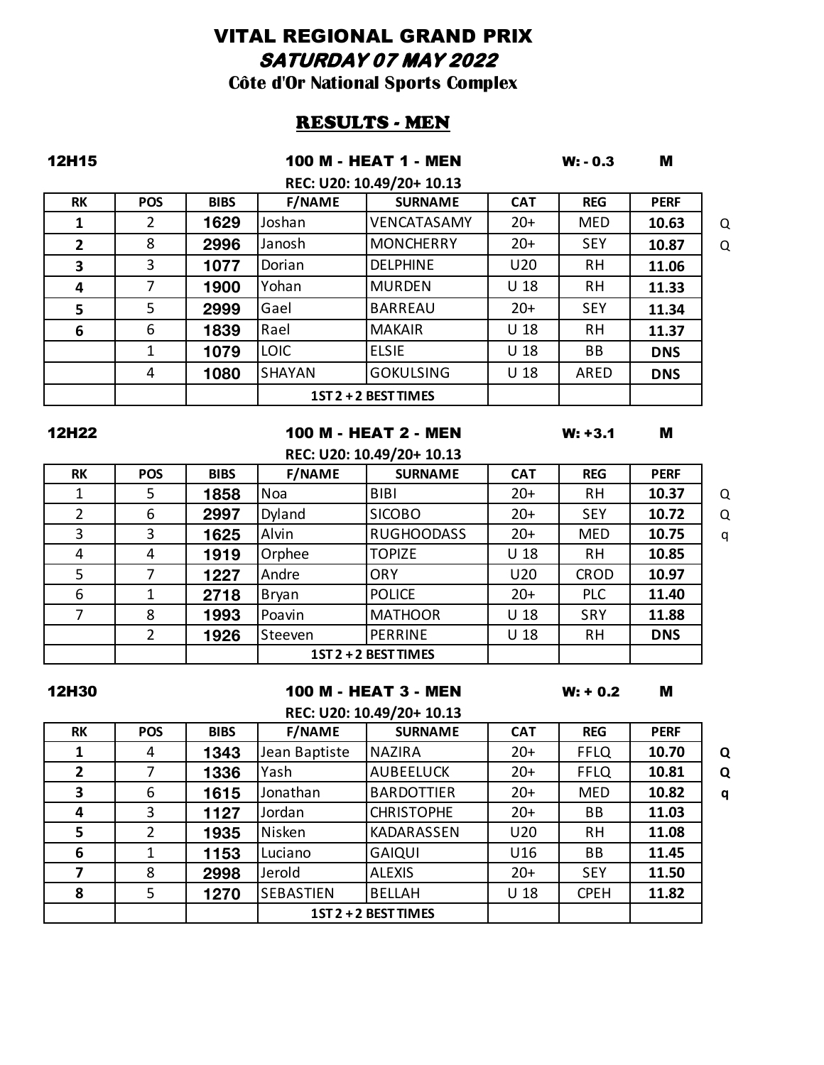# VITAL REGIONAL GRAND PRIX

## *SATURDAY 07 MAY 2022*

### Côte d'Or National Sports Complex

## RESULTS - MEN

**12H15** **100 M - HEAT 1 - MEN** **W: - 0.3** **M**

REC: U20: 10.49/20+ 10.13

| RK | POS | BIBS | F/NAME | SURNAME | CAT | REG | PERF | |
|---|---|---|---|---|---|---|---|---|
| **1** | 2 | **1629** | Joshan | VENCATASAMY | 20+ | MED | **10.63** | Q |
| **2** | 8 | **2996** | Janosh | MONCHERRY | 20+ | SEY | **10.87** | Q |
| **3** | 3 | **1077** | Dorian | DELPHINE | U20 | RH | **11.06** | |
| **4** | 7 | **1900** | Yohan | MURDEN | U 18 | RH | **11.33** | |
| **5** | 5 | **2999** | Gael | BARREAU | 20+ | SEY | **11.34** | |
| **6** | 6 | **1839** | Rael | MAKAIR | U 18 | RH | **11.37** | |
| | 1 | **1079** | LOIC | ELSIE | U 18 | BB | **DNS** | |
| | 4 | **1080** | SHAYAN | GOKULSING | U 18 | ARED | **DNS** | |
| | | | 1ST 2 + 2 BEST TIMES | | | | | |

**12H22** **100 M - HEAT 2 - MEN** **W: +3.1** **M**

REC: U20: 10.49/20+ 10.13

| RK | POS | BIBS | F/NAME | SURNAME | CAT | REG | PERF | |
|---|---|---|---|---|---|---|---|---|
| 1 | 5 | **1858** | Noa | BIBI | 20+ | RH | **10.37** | Q |
| 2 | 6 | **2997** | Dyland | SICOBO | 20+ | SEY | **10.72** | Q |
| 3 | 3 | **1625** | Alvin | RUGHOODASS | 20+ | MED | **10.75** | q |
| 4 | 4 | **1919** | Orphee | TOPIZE | U 18 | RH | **10.85** | |
| 5 | 7 | **1227** | Andre | ORY | U20 | CROD | **10.97** | |
| 6 | 1 | **2718** | Bryan | POLICE | 20+ | PLC | **11.40** | |
| 7 | 8 | **1993** | Poavin | MATHOOR | U 18 | SRY | **11.88** | |
| | 2 | **1926** | Steeven | PERRINE | U 18 | RH | **DNS** | |
| | | | 1ST 2 + 2 BEST TIMES | | | | | |

**12H30** **100 M - HEAT 3 - MEN** **W: + 0.2** **M**

REC: U20: 10.49/20+ 10.13

| RK | POS | BIBS | F/NAME | SURNAME | CAT | REG | PERF | |
|---|---|---|---|---|---|---|---|---|
| **1** | 4 | **1343** | Jean Baptiste | NAZIRA | 20+ | FFLQ | **10.70** | **Q** |
| **2** | 7 | **1336** | Yash | AUBEELUCK | 20+ | FFLQ | **10.81** | **Q** |
| **3** | 6 | **1615** | Jonathan | BARDOTTIER | 20+ | MED | **10.82** | **q** |
| **4** | 3 | **1127** | Jordan | CHRISTOPHE | 20+ | BB | **11.03** | |
| **5** | 2 | **1935** | Nisken | KADARASSEN | U20 | RH | **11.08** | |
| **6** | 1 | **1153** | Luciano | GAIQUI | U16 | BB | **11.45** | |
| **7** | 8 | **2998** | Jerold | ALEXIS | 20+ | SEY | **11.50** | |
| **8** | 5 | **1270** | SEBASTIEN | BELLAH | U 18 | CPEH | **11.82** | |
| | | | 1ST 2 + 2 BEST TIMES | | | | | |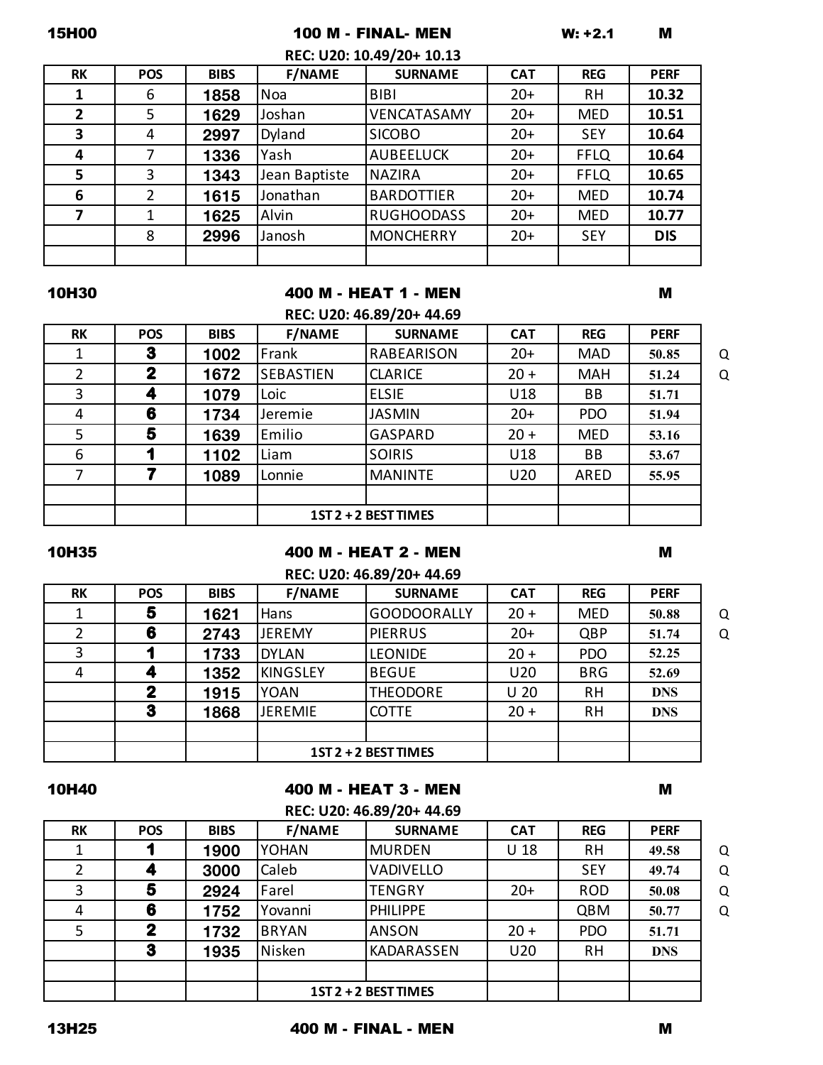**15H00** **100 M - FINAL- MEN** **W: +2.1** **M**

**REC: U20: 10.49/20+ 10.13**

| RK | POS | BIBS | F/NAME | SURNAME | CAT | REG | PERF |
|---|---|---|---|---|---|---|---|
| 1 | 6 | 1858 | Noa | BIBI | 20+ | RH | 10.32 |
| 2 | 5 | 1629 | Joshan | VENCATASAMY | 20+ | MED | 10.51 |
| 3 | 4 | 2997 | Dyland | SICOBO | 20+ | SEY | 10.64 |
| 4 | 7 | 1336 | Yash | AUBEELUCK | 20+ | FFLQ | 10.64 |
| 5 | 3 | 1343 | Jean Baptiste | NAZIRA | 20+ | FFLQ | 10.65 |
| 6 | 2 | 1615 | Jonathan | BARDOTTIER | 20+ | MED | 10.74 |
| 7 | 1 | 1625 | Alvin | RUGHOODASS | 20+ | MED | 10.77 |
| | 8 | 2996 | Janosh | MONCHERRY | 20+ | SEY | DIS |
| | | | | | | | |

**10H30** **400 M - HEAT 1 - MEN** **M**

**REC: U20: 46.89/20+ 44.69**

| RK | POS | BIBS | F/NAME | SURNAME | CAT | REG | PERF | |
|---|---|---|---|---|---|---|---|---|
| 1 | 3 | 1002 | Frank | RABEARISON | 20+ | MAD | 50.85 | Q |
| 2 | 2 | 1672 | SEBASTIEN | CLARICE | 20 + | MAH | 51.24 | Q |
| 3 | 4 | 1079 | Loic | ELSIE | U18 | BB | 51.71 | |
| 4 | 6 | 1734 | Jeremie | JASMIN | 20+ | PDO | 51.94 | |
| 5 | 5 | 1639 | Emilio | GASPARD | 20 + | MED | 53.16 | |
| 6 | 1 | 1102 | Liam | SOIRIS | U18 | BB | 53.67 | |
| 7 | 7 | 1089 | Lonnie | MANINTE | U20 | ARED | 55.95 | |
| | | | | | | | | |
| | | | 1ST 2 + 2 BEST TIMES | | | | | |

**10H35** **400 M - HEAT 2 - MEN** **M**

**REC: U20: 46.89/20+ 44.69**

| RK | POS | BIBS | F/NAME | SURNAME | CAT | REG | PERF | |
|---|---|---|---|---|---|---|---|---|
| 1 | 5 | 1621 | Hans | GOODOORALLY | 20 + | MED | 50.88 | Q |
| 2 | 6 | 2743 | JEREMY | PIERRUS | 20+ | QBP | 51.74 | Q |
| 3 | 1 | 1733 | DYLAN | LEONIDE | 20 + | PDO | 52.25 | |
| 4 | 4 | 1352 | KINGSLEY | BEGUE | U20 | BRG | 52.69 | |
| | 2 | 1915 | YOAN | THEODORE | U 20 | RH | DNS | |
| | 3 | 1868 | JEREMIE | COTTE | 20 + | RH | DNS | |
| | | | | | | | | |
| | | | 1ST 2 + 2 BEST TIMES | | | | | |

**10H40** **400 M - HEAT 3 - MEN** **M**

**REC: U20: 46.89/20+ 44.69**

| RK | POS | BIBS | F/NAME | SURNAME | CAT | REG | PERF | |
|---|---|---|---|---|---|---|---|---|
| 1 | 1 | 1900 | YOHAN | MURDEN | U 18 | RH | 49.58 | Q |
| 2 | 4 | 3000 | Caleb | VADIVELLO | | SEY | 49.74 | Q |
| 3 | 5 | 2924 | Farel | TENGRY | 20+ | ROD | 50.08 | Q |
| 4 | 6 | 1752 | Yovanni | PHILIPPE | | QBM | 50.77 | Q |
| 5 | 2 | 1732 | BRYAN | ANSON | 20 + | PDO | 51.71 | |
| | 3 | 1935 | Nisken | KADARASSEN | U20 | RH | DNS | |
| | | | | | | | | |
| | | | 1ST 2 + 2 BEST TIMES | | | | | |

**13H25** **400 M - FINAL - MEN** **M**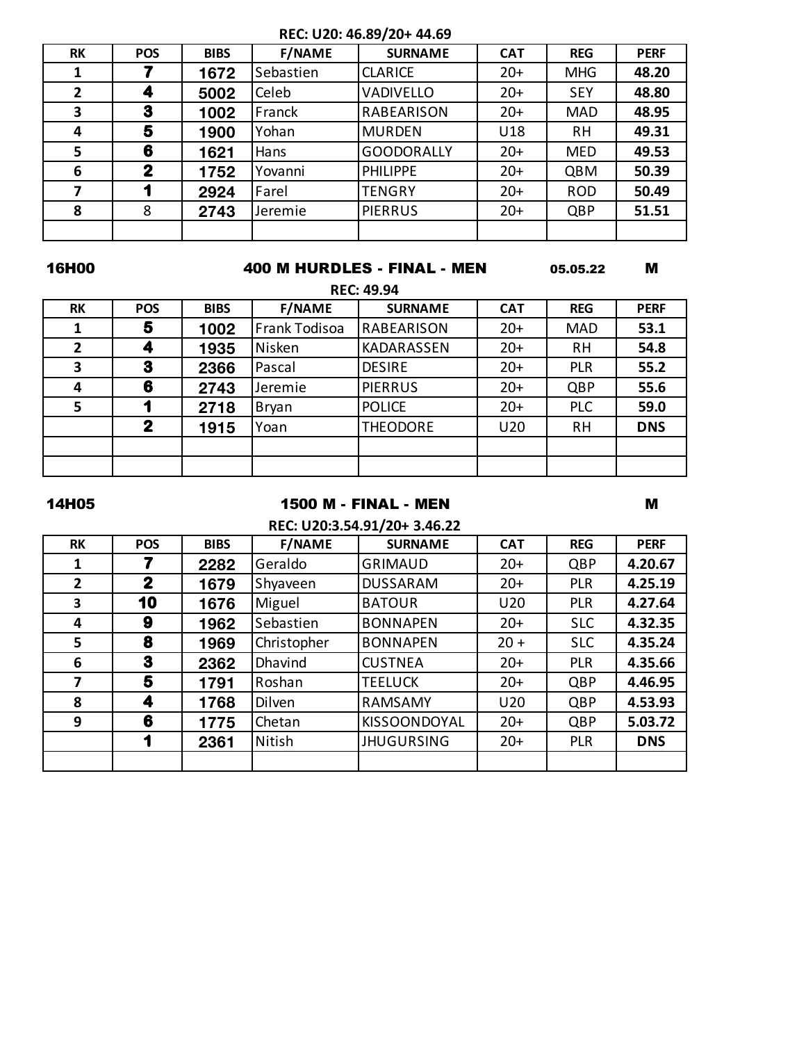REC: U20: 46.89/20+ 44.69

| RK | POS | BIBS | F/NAME | SURNAME | CAT | REG | PERF |
|---|---|---|---|---|---|---|---|
| 1 | 7 | 1672 | Sebastien | CLARICE | 20+ | MHG | 48.20 |
| 2 | 4 | 5002 | Celeb | VADIVELLO | 20+ | SEY | 48.80 |
| 3 | 3 | 1002 | Franck | RABEARISON | 20+ | MAD | 48.95 |
| 4 | 5 | 1900 | Yohan | MURDEN | U18 | RH | 49.31 |
| 5 | 6 | 1621 | Hans | GOODORALLY | 20+ | MED | 49.53 |
| 6 | 2 | 1752 | Yovanni | PHILIPPE | 20+ | QBM | 50.39 |
| 7 | 1 | 2924 | Farel | TENGRY | 20+ | ROD | 50.49 |
| 8 | 8 | 2743 | Jeremie | PIERRUS | 20+ | QBP | 51.51 |
| | | | | | | | |

**16H00** **400 M HURDLES - FINAL - MEN** 05.05.22 **M**

REC: 49.94

| RK | POS | BIBS | F/NAME | SURNAME | CAT | REG | PERF |
|---|---|---|---|---|---|---|---|
| 1 | 5 | 1002 | Frank Todisoa | RABEARISON | 20+ | MAD | 53.1 |
| 2 | 4 | 1935 | Nisken | KADARASSEN | 20+ | RH | 54.8 |
| 3 | 3 | 2366 | Pascal | DESIRE | 20+ | PLR | 55.2 |
| 4 | 6 | 2743 | Jeremie | PIERRUS | 20+ | QBP | 55.6 |
| 5 | 1 | 2718 | Bryan | POLICE | 20+ | PLC | 59.0 |
| | 2 | 1915 | Yoan | THEODORE | U20 | RH | DNS |
| | | | | | | | |
| | | | | | | | |

**14H05** **1500 M - FINAL - MEN** **M**

REC: U20:3.54.91/20+ 3.46.22

| RK | POS | BIBS | F/NAME | SURNAME | CAT | REG | PERF |
|---|---|---|---|---|---|---|---|
| 1 | 7 | 2282 | Geraldo | GRIMAUD | 20+ | QBP | 4.20.67 |
| 2 | 2 | 1679 | Shyaveen | DUSSARAM | 20+ | PLR | 4.25.19 |
| 3 | 10 | 1676 | Miguel | BATOUR | U20 | PLR | 4.27.64 |
| 4 | 9 | 1962 | Sebastien | BONNAPEN | 20+ | SLC | 4.32.35 |
| 5 | 8 | 1969 | Christopher | BONNAPEN | 20 + | SLC | 4.35.24 |
| 6 | 3 | 2362 | Dhavind | CUSTNEA | 20+ | PLR | 4.35.66 |
| 7 | 5 | 1791 | Roshan | TEELUCK | 20+ | QBP | 4.46.95 |
| 8 | 4 | 1768 | Dilven | RAMSAMY | U20 | QBP | 4.53.93 |
| 9 | 6 | 1775 | Chetan | KISSOONDOYAL | 20+ | QBP | 5.03.72 |
| | 1 | 2361 | Nitish | JHUGURSING | 20+ | PLR | DNS |
| | | | | | | | |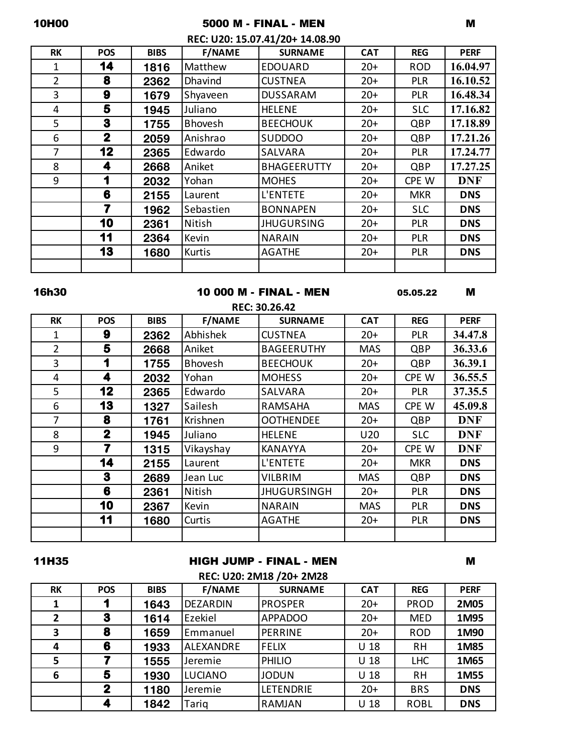**10H00** **5000 M - FINAL - MEN** **M**

REC: U20: 15.07.41/20+ 14.08.90

| RK | POS | BIBS | F/NAME | SURNAME | CAT | REG | PERF |
|---|---|---|---|---|---|---|---|
| 1 | 14 | 1816 | Matthew | EDOUARD | 20+ | ROD | 16.04.97 |
| 2 | 8 | 2362 | Dhavind | CUSTNEA | 20+ | PLR | 16.10.52 |
| 3 | 9 | 1679 | Shyaveen | DUSSARAM | 20+ | PLR | 16.48.34 |
| 4 | 5 | 1945 | Juliano | HELENE | 20+ | SLC | 17.16.82 |
| 5 | 3 | 1755 | Bhovesh | BEECHOUK | 20+ | QBP | 17.18.89 |
| 6 | 2 | 2059 | Anishrao | SUDDOO | 20+ | QBP | 17.21.26 |
| 7 | 12 | 2365 | Edwardo | SALVARA | 20+ | PLR | 17.24.77 |
| 8 | 4 | 2668 | Aniket | BHAGEERUTTY | 20+ | QBP | 17.27.25 |
| 9 | 1 | 2032 | Yohan | MOHES | 20+ | CPE W | DNF |
| | 6 | 2155 | Laurent | L'ENTETE | 20+ | MKR | DNS |
| | 7 | 1962 | Sebastien | BONNAPEN | 20+ | SLC | DNS |
| | 10 | 2361 | Nitish | JHUGURSING | 20+ | PLR | DNS |
| | 11 | 2364 | Kevin | NARAIN | 20+ | PLR | DNS |
| | 13 | 1680 | Kurtis | AGATHE | 20+ | PLR | DNS |
| | | | | | | | |

**16h30** **10 000 M - FINAL - MEN** 05.05.22 **M**

REC: 30.26.42

| RK | POS | BIBS | F/NAME | SURNAME | CAT | REG | PERF |
|---|---|---|---|---|---|---|---|
| 1 | 9 | 2362 | Abhishek | CUSTNEA | 20+ | PLR | 34.47.8 |
| 2 | 5 | 2668 | Aniket | BAGEERUTHY | MAS | QBP | 36.33.6 |
| 3 | 1 | 1755 | Bhovesh | BEECHOUK | 20+ | QBP | 36.39.1 |
| 4 | 4 | 2032 | Yohan | MOHESS | 20+ | CPE W | 36.55.5 |
| 5 | 12 | 2365 | Edwardo | SALVARA | 20+ | PLR | 37.35.5 |
| 6 | 13 | 1327 | Sailesh | RAMSAHA | MAS | CPE W | 45.09.8 |
| 7 | 8 | 1761 | Krishnen | OOTHENDEE | 20+ | QBP | DNF |
| 8 | 2 | 1945 | Juliano | HELENE | U20 | SLC | DNF |
| 9 | 7 | 1315 | Vikayshay | KANAYYA | 20+ | CPE W | DNF |
| | 14 | 2155 | Laurent | L'ENTETE | 20+ | MKR | DNS |
| | 3 | 2689 | Jean Luc | VILBRIM | MAS | QBP | DNS |
| | 6 | 2361 | Nitish | JHUGURSINGH | 20+ | PLR | DNS |
| | 10 | 2367 | Kevin | NARAIN | MAS | PLR | DNS |
| | 11 | 1680 | Curtis | AGATHE | 20+ | PLR | DNS |
| | | | | | | | |

**11H35** **HIGH JUMP - FINAL - MEN** **M**

REC: U20: 2M18 /20+ 2M28

| RK | POS | BIBS | F/NAME | SURNAME | CAT | REG | PERF |
|---|---|---|---|---|---|---|---|
| 1 | 1 | 1643 | DEZARDIN | PROSPER | 20+ | PROD | 2M05 |
| 2 | 3 | 1614 | Ezekiel | APPADOO | 20+ | MED | 1M95 |
| 3 | 8 | 1659 | Emmanuel | PERRINE | 20+ | ROD | 1M90 |
| 4 | 6 | 1933 | ALEXANDRE | FELIX | U 18 | RH | 1M85 |
| 5 | 7 | 1555 | Jeremie | PHILIO | U 18 | LHC | 1M65 |
| 6 | 5 | 1930 | LUCIANO | JODUN | U 18 | RH | 1M55 |
| | 2 | 1180 | Jeremie | LETENDRIE | 20+ | BRS | DNS |
| | 4 | 1842 | Tariq | RAMJAN | U 18 | ROBL | DNS |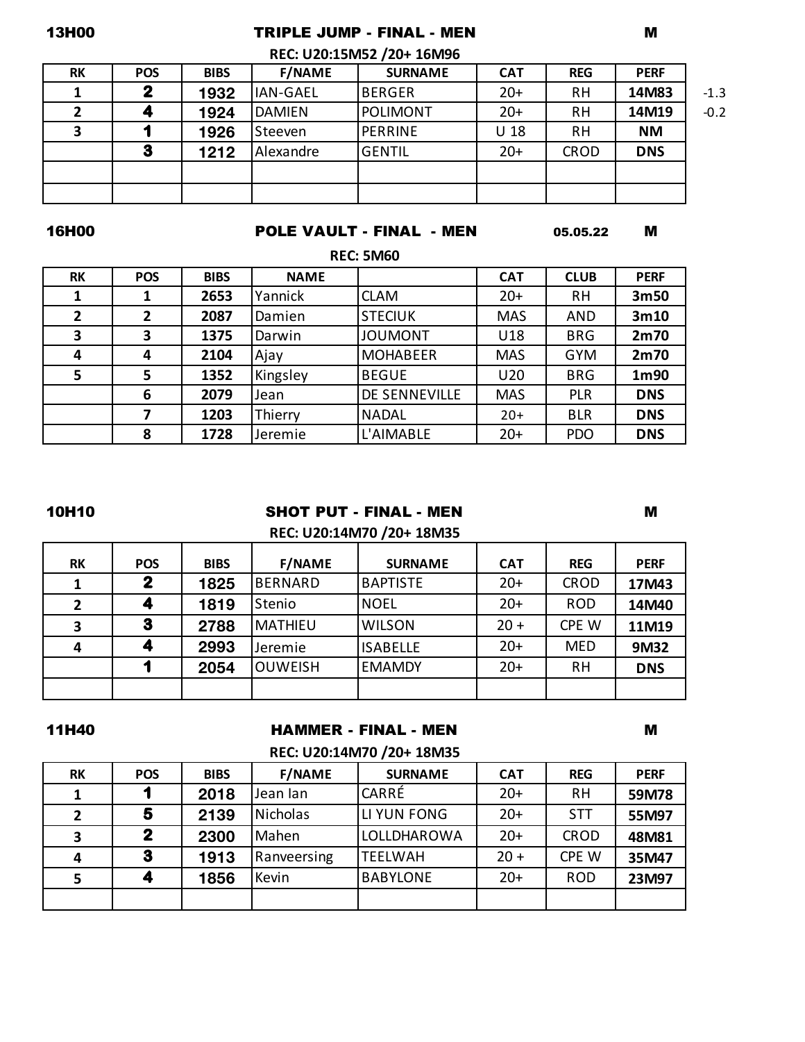**13H00** **TRIPLE JUMP - FINAL - MEN** **M**

REC: U20:15M52 /20+ 16M96

| RK | POS | BIBS | F/NAME | SURNAME | CAT | REG | PERF | |
|---|---|---|---|---|---|---|---|---|
| 1 | 2 | 1932 | IAN-GAEL | BERGER | 20+ | RH | 14M83 | -1.3 |
| 2 | 4 | 1924 | DAMIEN | POLIMONT | 20+ | RH | 14M19 | -0.2 |
| 3 | 1 | 1926 | Steeven | PERRINE | U 18 | RH | NM | |
| | 3 | 1212 | Alexandre | GENTIL | 20+ | CROD | DNS | |
| | | | | | | | | |
| | | | | | | | | |

**16H00** **POLE VAULT - FINAL - MEN** 05.05.22 **M**

REC: 5M60

| RK | POS | BIBS | NAME | | CAT | CLUB | PERF |
|---|---|---|---|---|---|---|---|
| 1 | 1 | 2653 | Yannick | CLAM | 20+ | RH | 3m50 |
| 2 | 2 | 2087 | Damien | STECIUK | MAS | AND | 3m10 |
| 3 | 3 | 1375 | Darwin | JOUMONT | U18 | BRG | 2m70 |
| 4 | 4 | 2104 | Ajay | MOHABEER | MAS | GYM | 2m70 |
| 5 | 5 | 1352 | Kingsley | BEGUE | U20 | BRG | 1m90 |
| | 6 | 2079 | Jean | DE SENNEVILLE | MAS | PLR | DNS |
| | 7 | 1203 | Thierry | NADAL | 20+ | BLR | DNS |
| | 8 | 1728 | Jeremie | L'AIMABLE | 20+ | PDO | DNS |

**10H10** **SHOT PUT - FINAL - MEN** **M**

REC: U20:14M70 /20+ 18M35

| RK | POS | BIBS | F/NAME | SURNAME | CAT | REG | PERF |
|---|---|---|---|---|---|---|---|
| 1 | 2 | 1825 | BERNARD | BAPTISTE | 20+ | CROD | 17M43 |
| 2 | 4 | 1819 | Stenio | NOEL | 20+ | ROD | 14M40 |
| 3 | 3 | 2788 | MATHIEU | WILSON | 20 + | CPE W | 11M19 |
| 4 | 4 | 2993 | Jeremie | ISABELLE | 20+ | MED | 9M32 |
| | 1 | 2054 | OUWEISH | EMAMDY | 20+ | RH | DNS |
| | | | | | | | |

**11H40** **HAMMER - FINAL - MEN** **M**

REC: U20:14M70 /20+ 18M35

| RK | POS | BIBS | F/NAME | SURNAME | CAT | REG | PERF |
|---|---|---|---|---|---|---|---|
| 1 | 1 | 2018 | Jean Ian | CARRÉ | 20+ | RH | 59M78 |
| 2 | 5 | 2139 | Nicholas | LI YUN FONG | 20+ | STT | 55M97 |
| 3 | 2 | 2300 | Mahen | LOLLDHAROWA | 20+ | CROD | 48M81 |
| 4 | 3 | 1913 | Ranveersing | TEELWAH | 20 + | CPE W | 35M47 |
| 5 | 4 | 1856 | Kevin | BABYLONE | 20+ | ROD | 23M97 |
| | | | | | | | |